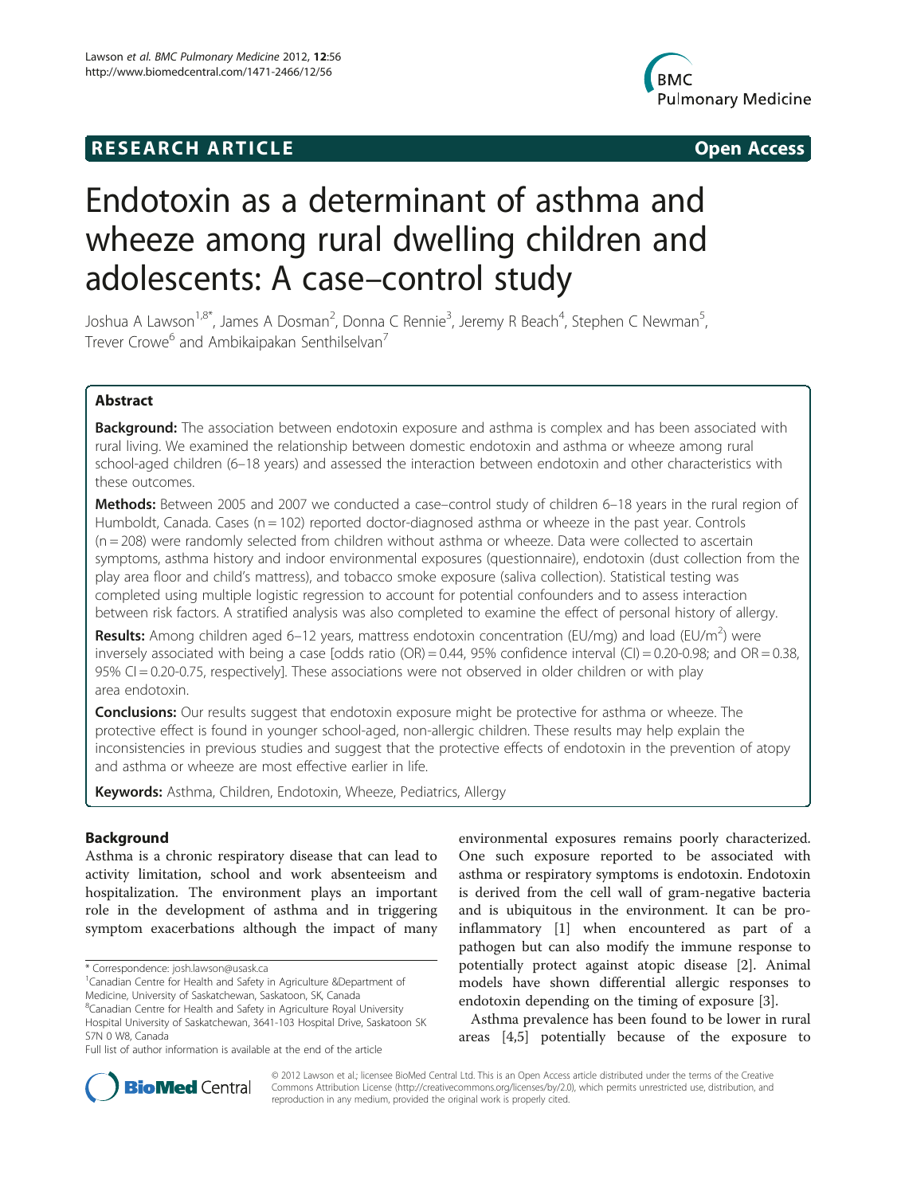**RESEARCH ARTICLE** **Open Access**

# Endotoxin as a determinant of asthma and wheeze among rural dwelling children and adolescents: A case–control study

Joshua A Lawson[1,8*], James A Dosman[2], Donna C Rennie[3], Jeremy R Beach[4], Stephen C Newman[5], Trever Crowe[6] and Ambikaipakan Senthilselvan[7]

## Abstract

**Background:** The association between endotoxin exposure and asthma is complex and has been associated with rural living. We examined the relationship between domestic endotoxin and asthma or wheeze among rural school-aged children (6–18 years) and assessed the interaction between endotoxin and other characteristics with these outcomes.

**Methods:** Between 2005 and 2007 we conducted a case–control study of children 6–18 years in the rural region of Humboldt, Canada. Cases (n = 102) reported doctor-diagnosed asthma or wheeze in the past year. Controls (n = 208) were randomly selected from children without asthma or wheeze. Data were collected to ascertain symptoms, asthma history and indoor environmental exposures (questionnaire), endotoxin (dust collection from the play area floor and child's mattress), and tobacco smoke exposure (saliva collection). Statistical testing was completed using multiple logistic regression to account for potential confounders and to assess interaction between risk factors. A stratified analysis was also completed to examine the effect of personal history of allergy.

**Results:** Among children aged 6–12 years, mattress endotoxin concentration (EU/mg) and load (EU/m$^2$) were inversely associated with being a case [odds ratio (OR) = 0.44, 95% confidence interval (CI) = 0.20-0.98; and OR = 0.38, 95% CI = 0.20-0.75, respectively]. These associations were not observed in older children or with play area endotoxin.

**Conclusions:** Our results suggest that endotoxin exposure might be protective for asthma or wheeze. The protective effect is found in younger school-aged, non-allergic children. These results may help explain the inconsistencies in previous studies and suggest that the protective effects of endotoxin in the prevention of atopy and asthma or wheeze are most effective earlier in life.

**Keywords:** Asthma, Children, Endotoxin, Wheeze, Pediatrics, Allergy

## Background

Asthma is a chronic respiratory disease that can lead to activity limitation, school and work absenteeism and hospitalization. The environment plays an important role in the development of asthma and in triggering symptom exacerbations although the impact of many environmental exposures remains poorly characterized. One such exposure reported to be associated with asthma or respiratory symptoms is endotoxin. Endotoxin is derived from the cell wall of gram-negative bacteria and is ubiquitous in the environment. It can be pro-inflammatory [1] when encountered as part of a pathogen but can also modify the immune response to potentially protect against atopic disease [2]. Animal models have shown differential allergic responses to endotoxin depending on the timing of exposure [3].

Asthma prevalence has been found to be lower in rural areas [4,5] potentially because of the exposure to

\* Correspondence: josh.lawson@usask.ca
[1]Canadian Centre for Health and Safety in Agriculture &Department of Medicine, University of Saskatchewan, Saskatoon, SK, Canada
[8]Canadian Centre for Health and Safety in Agriculture Royal University Hospital University of Saskatchewan, 3641-103 Hospital Drive, Saskatoon SK S7N 0 W8, Canada
Full list of author information is available at the end of the article

© 2012 Lawson et al.; licensee BioMed Central Ltd. This is an Open Access article distributed under the terms of the Creative Commons Attribution License (http://creativecommons.org/licenses/by/2.0), which permits unrestricted use, distribution, and reproduction in any medium, provided the original work is properly cited.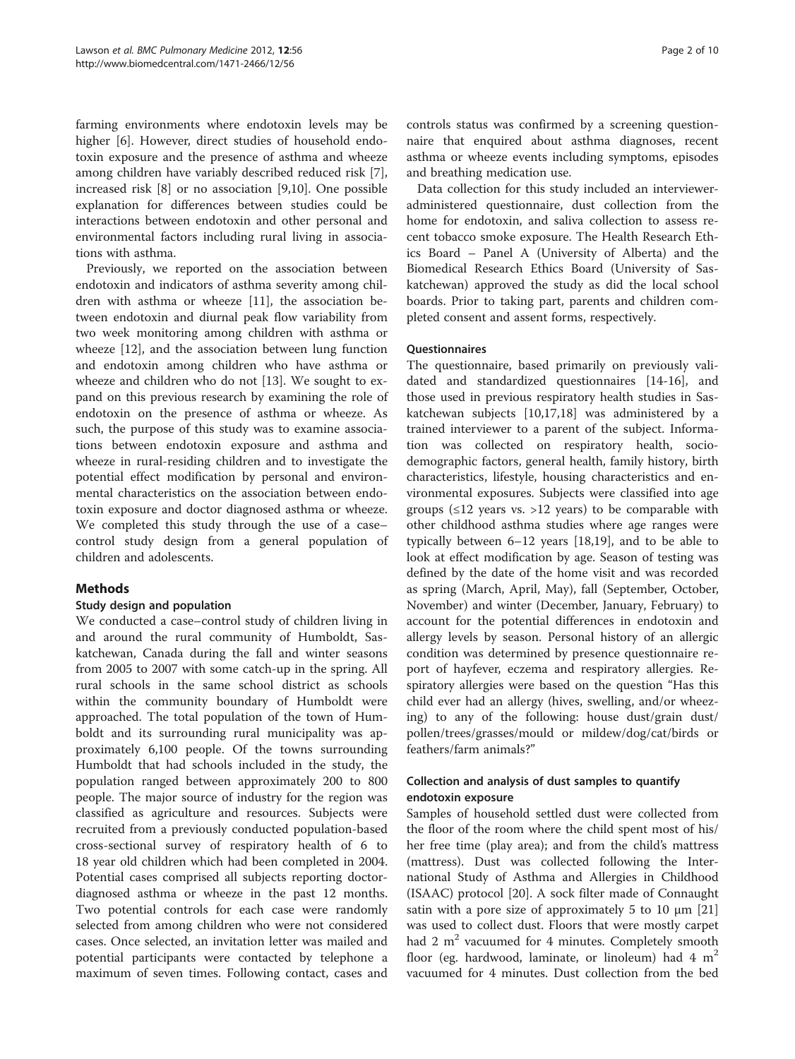farming environments where endotoxin levels may be higher [6]. However, direct studies of household endotoxin exposure and the presence of asthma and wheeze among children have variably described reduced risk [7], increased risk [8] or no association [9,10]. One possible explanation for differences between studies could be interactions between endotoxin and other personal and environmental factors including rural living in associations with asthma.

Previously, we reported on the association between endotoxin and indicators of asthma severity among children with asthma or wheeze [11], the association between endotoxin and diurnal peak flow variability from two week monitoring among children with asthma or wheeze [12], and the association between lung function and endotoxin among children who have asthma or wheeze and children who do not [13]. We sought to expand on this previous research by examining the role of endotoxin on the presence of asthma or wheeze. As such, the purpose of this study was to examine associations between endotoxin exposure and asthma and wheeze in rural-residing children and to investigate the potential effect modification by personal and environmental characteristics on the association between endotoxin exposure and doctor diagnosed asthma or wheeze. We completed this study through the use of a case–control study design from a general population of children and adolescents.

## Methods

### Study design and population

We conducted a case–control study of children living in and around the rural community of Humboldt, Saskatchewan, Canada during the fall and winter seasons from 2005 to 2007 with some catch-up in the spring. All rural schools in the same school district as schools within the community boundary of Humboldt were approached. The total population of the town of Humboldt and its surrounding rural municipality was approximately 6,100 people. Of the towns surrounding Humboldt that had schools included in the study, the population ranged between approximately 200 to 800 people. The major source of industry for the region was classified as agriculture and resources. Subjects were recruited from a previously conducted population-based cross-sectional survey of respiratory health of 6 to 18 year old children which had been completed in 2004. Potential cases comprised all subjects reporting doctor-diagnosed asthma or wheeze in the past 12 months. Two potential controls for each case were randomly selected from among children who were not considered cases. Once selected, an invitation letter was mailed and potential participants were contacted by telephone a maximum of seven times. Following contact, cases and controls status was confirmed by a screening questionnaire that enquired about asthma diagnoses, recent asthma or wheeze events including symptoms, episodes and breathing medication use.

Data collection for this study included an interviewer-administered questionnaire, dust collection from the home for endotoxin, and saliva collection to assess recent tobacco smoke exposure. The Health Research Ethics Board – Panel A (University of Alberta) and the Biomedical Research Ethics Board (University of Saskatchewan) approved the study as did the local school boards. Prior to taking part, parents and children completed consent and assent forms, respectively.

### Questionnaires

The questionnaire, based primarily on previously validated and standardized questionnaires [14-16], and those used in previous respiratory health studies in Saskatchewan subjects [10,17,18] was administered by a trained interviewer to a parent of the subject. Information was collected on respiratory health, socio-demographic factors, general health, family history, birth characteristics, lifestyle, housing characteristics and environmental exposures. Subjects were classified into age groups (≤12 years vs. >12 years) to be comparable with other childhood asthma studies where age ranges were typically between 6–12 years [18,19], and to be able to look at effect modification by age. Season of testing was defined by the date of the home visit and was recorded as spring (March, April, May), fall (September, October, November) and winter (December, January, February) to account for the potential differences in endotoxin and allergy levels by season. Personal history of an allergic condition was determined by presence questionnaire report of hayfever, eczema and respiratory allergies. Respiratory allergies were based on the question "Has this child ever had an allergy (hives, swelling, and/or wheezing) to any of the following: house dust/grain dust/pollen/trees/grasses/mould or mildew/dog/cat/birds or feathers/farm animals?"

### Collection and analysis of dust samples to quantify endotoxin exposure

Samples of household settled dust were collected from the floor of the room where the child spent most of his/her free time (play area); and from the child's mattress (mattress). Dust was collected following the International Study of Asthma and Allergies in Childhood (ISAAC) protocol [20]. A sock filter made of Connaught satin with a pore size of approximately 5 to 10 μm [21] was used to collect dust. Floors that were mostly carpet had 2 $m^2$ vacuumed for 4 minutes. Completely smooth floor (eg. hardwood, laminate, or linoleum) had 4 $m^2$ vacuumed for 4 minutes. Dust collection from the bed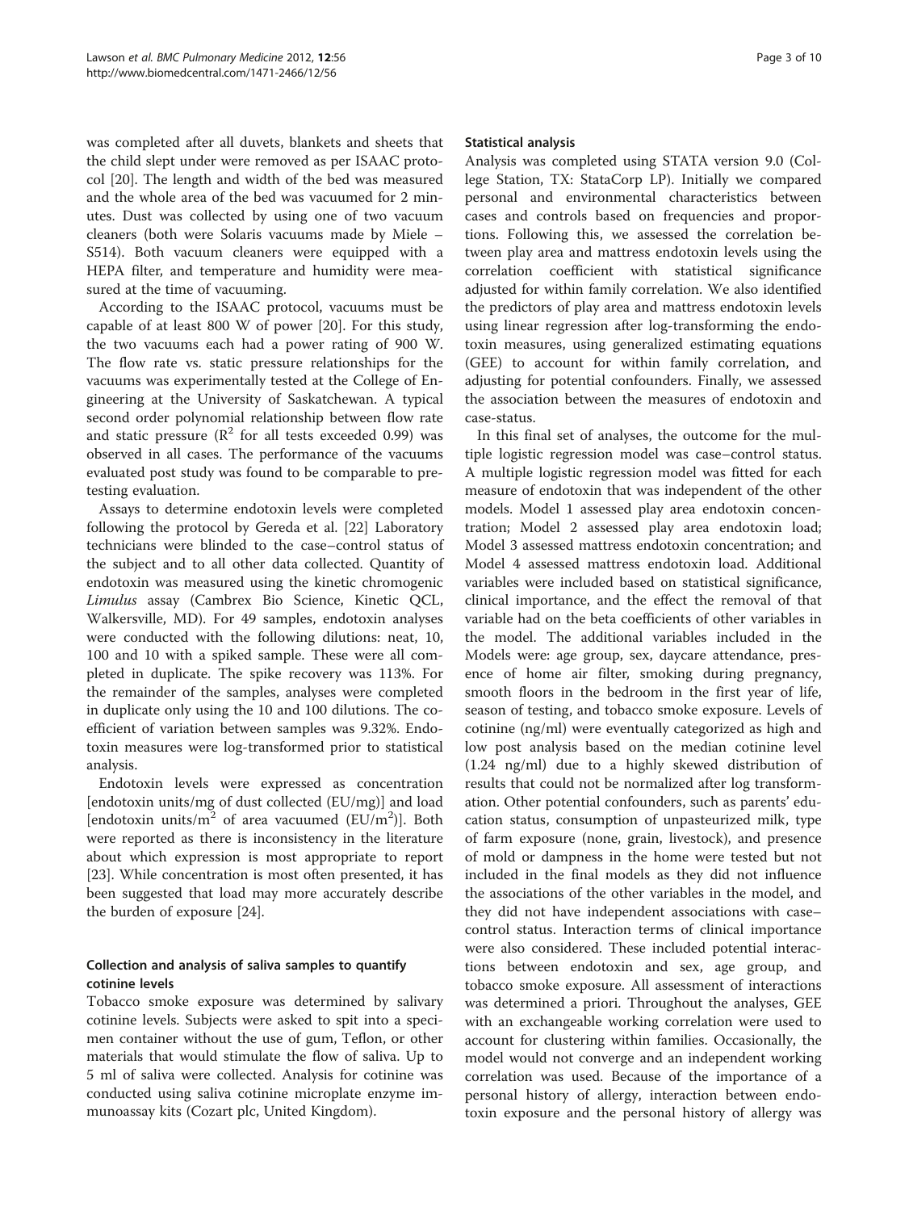was completed after all duvets, blankets and sheets that the child slept under were removed as per ISAAC protocol [20]. The length and width of the bed was measured and the whole area of the bed was vacuumed for 2 minutes. Dust was collected by using one of two vacuum cleaners (both were Solaris vacuums made by Miele – S514). Both vacuum cleaners were equipped with a HEPA filter, and temperature and humidity were measured at the time of vacuuming.

According to the ISAAC protocol, vacuums must be capable of at least 800 W of power [20]. For this study, the two vacuums each had a power rating of 900 W. The flow rate vs. static pressure relationships for the vacuums was experimentally tested at the College of Engineering at the University of Saskatchewan. A typical second order polynomial relationship between flow rate and static pressure ($R^2$ for all tests exceeded 0.99) was observed in all cases. The performance of the vacuums evaluated post study was found to be comparable to pretesting evaluation.

Assays to determine endotoxin levels were completed following the protocol by Gereda et al. [22] Laboratory technicians were blinded to the case–control status of the subject and to all other data collected. Quantity of endotoxin was measured using the kinetic chromogenic *Limulus* assay (Cambrex Bio Science, Kinetic QCL, Walkersville, MD). For 49 samples, endotoxin analyses were conducted with the following dilutions: neat, 10, 100 and 10 with a spiked sample. These were all completed in duplicate. The spike recovery was 113%. For the remainder of the samples, analyses were completed in duplicate only using the 10 and 100 dilutions. The coefficient of variation between samples was 9.32%. Endotoxin measures were log-transformed prior to statistical analysis.

Endotoxin levels were expressed as concentration [endotoxin units/mg of dust collected (EU/mg)] and load [endotoxin units/$m^2$ of area vacuumed (EU/$m^2$)]. Both were reported as there is inconsistency in the literature about which expression is most appropriate to report [23]. While concentration is most often presented, it has been suggested that load may more accurately describe the burden of exposure [24].

### Collection and analysis of saliva samples to quantify cotinine levels

Tobacco smoke exposure was determined by salivary cotinine levels. Subjects were asked to spit into a specimen container without the use of gum, Teflon, or other materials that would stimulate the flow of saliva. Up to 5 ml of saliva were collected. Analysis for cotinine was conducted using saliva cotinine microplate enzyme immunoassay kits (Cozart plc, United Kingdom).

### Statistical analysis

Analysis was completed using STATA version 9.0 (College Station, TX: StataCorp LP). Initially we compared personal and environmental characteristics between cases and controls based on frequencies and proportions. Following this, we assessed the correlation between play area and mattress endotoxin levels using the correlation coefficient with statistical significance adjusted for within family correlation. We also identified the predictors of play area and mattress endotoxin levels using linear regression after log-transforming the endotoxin measures, using generalized estimating equations (GEE) to account for within family correlation, and adjusting for potential confounders. Finally, we assessed the association between the measures of endotoxin and case-status.

In this final set of analyses, the outcome for the multiple logistic regression model was case–control status. A multiple logistic regression model was fitted for each measure of endotoxin that was independent of the other models. Model 1 assessed play area endotoxin concentration; Model 2 assessed play area endotoxin load; Model 3 assessed mattress endotoxin concentration; and Model 4 assessed mattress endotoxin load. Additional variables were included based on statistical significance, clinical importance, and the effect the removal of that variable had on the beta coefficients of other variables in the model. The additional variables included in the Models were: age group, sex, daycare attendance, presence of home air filter, smoking during pregnancy, smooth floors in the bedroom in the first year of life, season of testing, and tobacco smoke exposure. Levels of cotinine (ng/ml) were eventually categorized as high and low post analysis based on the median cotinine level (1.24 ng/ml) due to a highly skewed distribution of results that could not be normalized after log transformation. Other potential confounders, such as parents' education status, consumption of unpasteurized milk, type of farm exposure (none, grain, livestock), and presence of mold or dampness in the home were tested but not included in the final models as they did not influence the associations of the other variables in the model, and they did not have independent associations with case–control status. Interaction terms of clinical importance were also considered. These included potential interactions between endotoxin and sex, age group, and tobacco smoke exposure. All assessment of interactions was determined a priori. Throughout the analyses, GEE with an exchangeable working correlation were used to account for clustering within families. Occasionally, the model would not converge and an independent working correlation was used. Because of the importance of a personal history of allergy, interaction between endotoxin exposure and the personal history of allergy was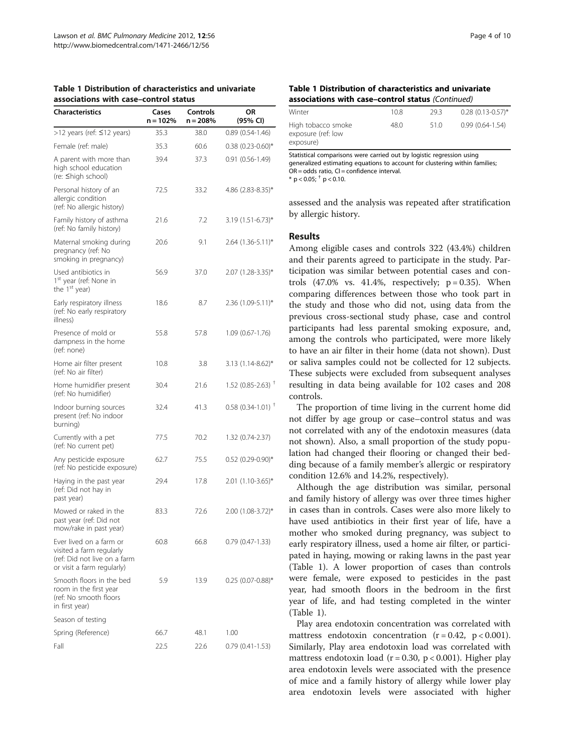**Table 1 Distribution of characteristics and univariate associations with case–control status**

| Characteristics | Cases n = 102% | Controls n = 208% | OR (95% CI) |
|---|---|---|---|
| >12 years (ref: ≤12 years) | 35.3 | 38.0 | 0.89 (0.54-1.46) |
| Female (ref: male) | 35.3 | 60.6 | 0.38 (0.23-0.60)* |
| A parent with more than high school education (re: ≤high school) | 39.4 | 37.3 | 0.91 (0.56-1.49) |
| Personal history of an allergic condition (ref: No allergic history) | 72.5 | 33.2 | 4.86 (2.83-8.35)* |
| Family history of asthma (ref: No family history) | 21.6 | 7.2 | 3.19 (1.51-6.73)* |
| Maternal smoking during pregnancy (ref: No smoking in pregnancy) | 20.6 | 9.1 | 2.64 (1.36-5.11)* |
| Used antibiotics in 1st year (ref: None in the 1st year) | 56.9 | 37.0 | 2.07 (1.28-3.35)* |
| Early respiratory illness (ref: No early respiratory illness) | 18.6 | 8.7 | 2.36 (1.09-5.11)* |
| Presence of mold or dampness in the home (ref: none) | 55.8 | 57.8 | 1.09 (0.67-1.76) |
| Home air filter present (ref: No air filter) | 10.8 | 3.8 | 3.13 (1.14-8.62)* |
| Home humidifier present (ref: No humidifier) | 30.4 | 21.6 | 1.52 (0.85-2.63) † |
| Indoor burning sources present (ref: No indoor burning) | 32.4 | 41.3 | 0.58 (0.34-1.01) † |
| Currently with a pet (ref: No current pet) | 77.5 | 70.2 | 1.32 (0.74-2.37) |
| Any pesticide exposure (ref: No pesticide exposure) | 62.7 | 75.5 | 0.52 (0.29-0.90)* |
| Haying in the past year (ref: Did not hay in past year) | 29.4 | 17.8 | 2.01 (1.10-3.65)* |
| Mowed or raked in the past year (ref: Did not mow/rake in past year) | 83.3 | 72.6 | 2.00 (1.08-3.72)* |
| Ever lived on a farm or visited a farm regularly (ref: Did not live on a farm or visit a farm regularly) | 60.8 | 66.8 | 0.79 (0.47-1.33) |
| Smooth floors in the bed room in the first year (ref: No smooth floors in first year) | 5.9 | 13.9 | 0.25 (0.07-0.88)* |
| Season of testing | | | |
| Spring (Reference) | 66.7 | 48.1 | 1.00 |
| Fall | 22.5 | 22.6 | 0.79 (0.41-1.53) |
| Winter | 10.8 | 29.3 | 0.28 (0.13-0.57)* |
| High tobacco smoke exposure (ref: low exposure) | 48.0 | 51.0 | 0.99 (0.64-1.54) |

Statistical comparisons were carried out by logistic regression using generalized estimating equations to account for clustering within families; OR = odds ratio, CI = confidence interval.
* $p < 0.05$; † $p < 0.10$.

assessed and the analysis was repeated after stratification by allergic history.

## Results

Among eligible cases and controls 322 (43.4%) children and their parents agreed to participate in the study. Participation was similar between potential cases and controls (47.0% vs. 41.4%, respectively; $p = 0.35$). When comparing differences between those who took part in the study and those who did not, using data from the previous cross-sectional study phase, case and control participants had less parental smoking exposure, and, among the controls who participated, were more likely to have an air filter in their home (data not shown). Dust or saliva samples could not be collected for 12 subjects. These subjects were excluded from subsequent analyses resulting in data being available for 102 cases and 208 controls.

The proportion of time living in the current home did not differ by age group or case–control status and was not correlated with any of the endotoxin measures (data not shown). Also, a small proportion of the study population had changed their flooring or changed their bedding because of a family member's allergic or respiratory condition 12.6% and 14.2%, respectively).

Although the age distribution was similar, personal and family history of allergy was over three times higher in cases than in controls. Cases were also more likely to have used antibiotics in their first year of life, have a mother who smoked during pregnancy, was subject to early respiratory illness, used a home air filter, or participated in haying, mowing or raking lawns in the past year (Table 1). A lower proportion of cases than controls were female, were exposed to pesticides in the past year, had smooth floors in the bedroom in the first year of life, and had testing completed in the winter (Table 1).

Play area endotoxin concentration was correlated with mattress endotoxin concentration ($r = 0.42$, $p < 0.001$). Similarly, Play area endotoxin load was correlated with mattress endotoxin load ($r = 0.30$, $p < 0.001$). Higher play area endotoxin levels were associated with the presence of mice and a family history of allergy while lower play area endotoxin levels were associated with higher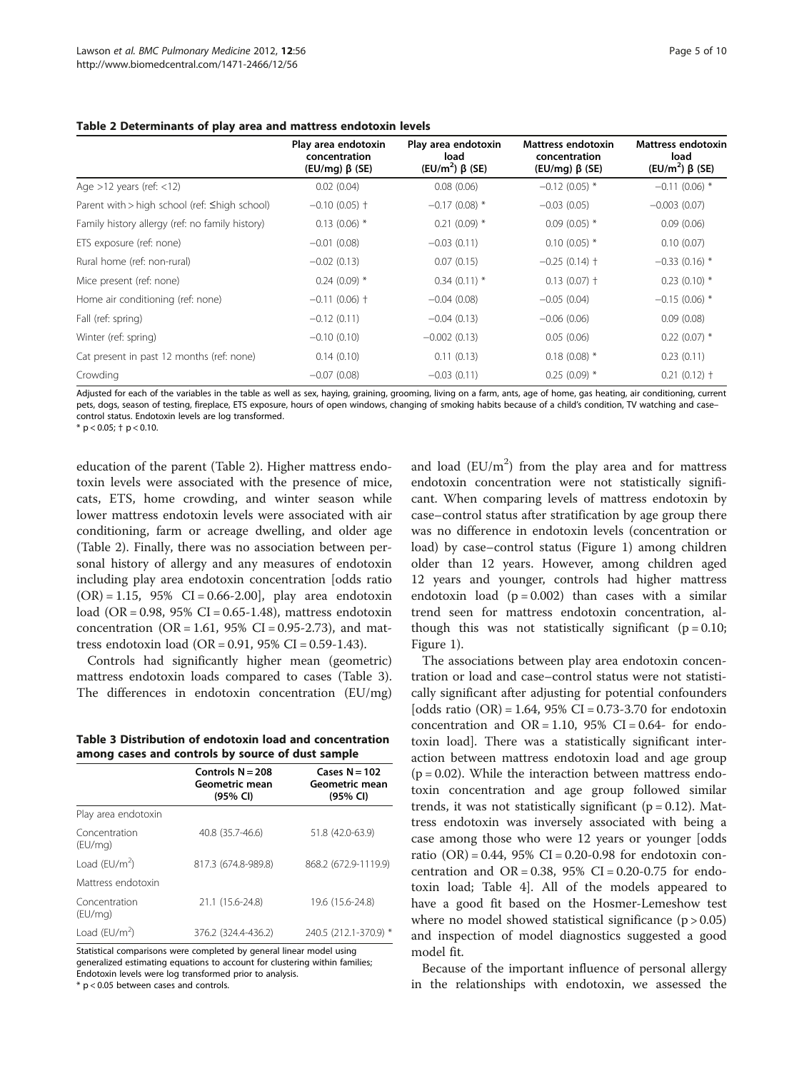**Table 2 Determinants of play area and mattress endotoxin levels**

| | Play area endotoxin concentration (EU/mg) β (SE) | Play area endotoxin load (EU/m$^2$) β (SE) | Mattress endotoxin concentration (EU/mg) β (SE) | Mattress endotoxin load (EU/m$^2$) β (SE) |
|---|---|---|---|---|
| Age >12 years (ref: <12) | 0.02 (0.04) | 0.08 (0.06) | −0.12 (0.05) * | −0.11 (0.06) * |
| Parent with > high school (ref: ≤high school) | −0.10 (0.05) † | −0.17 (0.08) * | −0.03 (0.05) | −0.003 (0.07) |
| Family history allergy (ref: no family history) | 0.13 (0.06) * | 0.21 (0.09) * | 0.09 (0.05) * | 0.09 (0.06) |
| ETS exposure (ref: none) | −0.01 (0.08) | −0.03 (0.11) | 0.10 (0.05) * | 0.10 (0.07) |
| Rural home (ref: non-rural) | −0.02 (0.13) | 0.07 (0.15) | −0.25 (0.14) † | −0.33 (0.16) * |
| Mice present (ref: none) | 0.24 (0.09) * | 0.34 (0.11) * | 0.13 (0.07) † | 0.23 (0.10) * |
| Home air conditioning (ref: none) | −0.11 (0.06) † | −0.04 (0.08) | −0.05 (0.04) | −0.15 (0.06) * |
| Fall (ref: spring) | −0.12 (0.11) | −0.04 (0.13) | −0.06 (0.06) | 0.09 (0.08) |
| Winter (ref: spring) | −0.10 (0.10) | −0.002 (0.13) | 0.05 (0.06) | 0.22 (0.07) * |
| Cat present in past 12 months (ref: none) | 0.14 (0.10) | 0.11 (0.13) | 0.18 (0.08) * | 0.23 (0.11) |
| Crowding | −0.07 (0.08) | −0.03 (0.11) | 0.25 (0.09) * | 0.21 (0.12) † |

Adjusted for each of the variables in the table as well as sex, haying, graining, grooming, living on a farm, ants, age of home, gas heating, air conditioning, current pets, dogs, season of testing, fireplace, ETS exposure, hours of open windows, changing of smoking habits because of a child's condition, TV watching and case–control status. Endotoxin levels are log transformed.
* $p < 0.05$; † $p < 0.10$.

education of the parent (Table 2). Higher mattress endotoxin levels were associated with the presence of mice, cats, ETS, home crowding, and winter season while lower mattress endotoxin levels were associated with air conditioning, farm or acreage dwelling, and older age (Table 2). Finally, there was no association between personal history of allergy and any measures of endotoxin including play area endotoxin concentration [odds ratio (OR) = 1.15, 95% CI = 0.66-2.00], play area endotoxin load (OR = 0.98, 95% CI = 0.65-1.48), mattress endotoxin concentration (OR = 1.61, 95% CI = 0.95-2.73), and mattress endotoxin load (OR = 0.91, 95% CI = 0.59-1.43).

Controls had significantly higher mean (geometric) mattress endotoxin loads compared to cases (Table 3). The differences in endotoxin concentration (EU/mg) and load (EU/m$^2$) from the play area and for mattress endotoxin concentration were not statistically significant. When comparing levels of mattress endotoxin by case–control status after stratification by age group there was no difference in endotoxin levels (concentration or load) by case–control status (Figure 1) among children older than 12 years. However, among children aged 12 years and younger, controls had higher mattress endotoxin load (p = 0.002) than cases with a similar trend seen for mattress endotoxin concentration, although this was not statistically significant (p = 0.10; Figure 1).

**Table 3 Distribution of endotoxin load and concentration among cases and controls by source of dust sample**

| | Controls N = 208 Geometric mean (95% CI) | Cases N = 102 Geometric mean (95% CI) |
|---|---|---|
| Play area endotoxin | | |
| Concentration (EU/mg) | 40.8 (35.7-46.6) | 51.8 (42.0-63.9) |
| Load (EU/m$^2$) | 817.3 (674.8-989.8) | 868.2 (672.9-1119.9) |
| Mattress endotoxin | | |
| Concentration (EU/mg) | 21.1 (15.6-24.8) | 19.6 (15.6-24.8) |
| Load (EU/m$^2$) | 376.2 (324.4-436.2) | 240.5 (212.1-370.9) * |

Statistical comparisons were completed by general linear model using generalized estimating equations to account for clustering within families; Endotoxin levels were log transformed prior to analysis.
* $p < 0.05$ between cases and controls.

The associations between play area endotoxin concentration or load and case–control status were not statistically significant after adjusting for potential confounders [odds ratio (OR) = 1.64, 95% CI = 0.73-3.70 for endotoxin concentration and OR = 1.10, 95% CI = 0.64- for endotoxin load]. There was a statistically significant interaction between mattress endotoxin load and age group (p = 0.02). While the interaction between mattress endotoxin concentration and age group followed similar trends, it was not statistically significant (p = 0.12). Mattress endotoxin was inversely associated with being a case among those who were 12 years or younger [odds ratio (OR) = 0.44, 95% CI = 0.20-0.98 for endotoxin concentration and OR = 0.38, 95% CI = 0.20-0.75 for endotoxin load; Table 4]. All of the models appeared to have a good fit based on the Hosmer-Lemeshow test where no model showed statistical significance (p > 0.05) and inspection of model diagnostics suggested a good model fit.

Because of the important influence of personal allergy in the relationships with endotoxin, we assessed the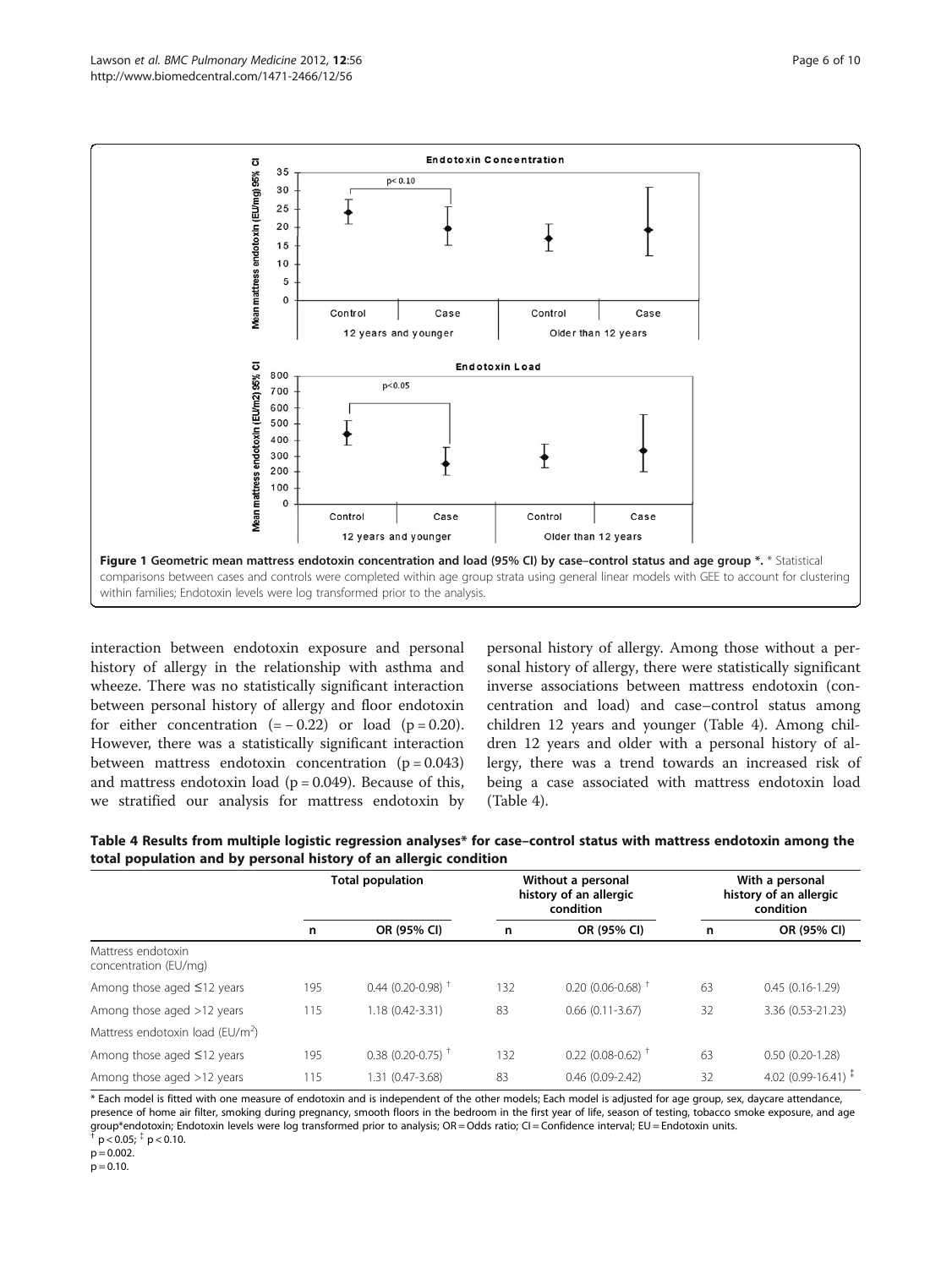Figure 1 Geometric mean mattress endotoxin concentration and load (95% CI) by case–control status and age group *. * Statistical comparisons between cases and controls were completed within age group strata using general linear models with GEE to account for clustering within families; Endotoxin levels were log transformed prior to the analysis.

interaction between endotoxin exposure and personal history of allergy in the relationship with asthma and wheeze. There was no statistically significant interaction between personal history of allergy and floor endotoxin for either concentration (= − 0.22) or load (p = 0.20). However, there was a statistically significant interaction between mattress endotoxin concentration (p = 0.043) and mattress endotoxin load (p = 0.049). Because of this, we stratified our analysis for mattress endotoxin by personal history of allergy. Among those without a personal history of allergy, there were statistically significant inverse associations between mattress endotoxin (concentration and load) and case–control status among children 12 years and younger (Table 4). Among children 12 years and older with a personal history of allergy, there was a trend towards an increased risk of being a case associated with mattress endotoxin load (Table 4).

**Table 4 Results from multiple logistic regression analyses* for case–control status with mattress endotoxin among the total population and by personal history of an allergic condition**

| | Total population | | Without a personal history of an allergic condition | | With a personal history of an allergic condition | |
|---|---|---|---|---|---|---|
| | n | OR (95% CI) | n | OR (95% CI) | n | OR (95% CI) |
| Mattress endotoxin concentration (EU/mg) | | | | | | |
| Among those aged ≤12 years | 195 | 0.44 (0.20-0.98) † | 132 | 0.20 (0.06-0.68) † | 63 | 0.45 (0.16-1.29) |
| Among those aged >12 years | 115 | 1.18 (0.42-3.31) | 83 | 0.66 (0.11-3.67) | 32 | 3.36 (0.53-21.23) |
| Mattress endotoxin load (EU/m$^2$) | | | | | | |
| Among those aged ≤12 years | 195 | 0.38 (0.20-0.75) † | 132 | 0.22 (0.08-0.62) † | 63 | 0.50 (0.20-1.28) |
| Among those aged >12 years | 115 | 1.31 (0.47-3.68) | 83 | 0.46 (0.09-2.42) | 32 | 4.02 (0.99-16.41) ‡ |

* Each model is fitted with one measure of endotoxin and is independent of the other models; Each model is adjusted for age group, sex, daycare attendance, presence of home air filter, smoking during pregnancy, smooth floors in the bedroom in the first year of life, season of testing, tobacco smoke exposure, and age group*endotoxin; Endotoxin levels were log transformed prior to analysis; OR = Odds ratio; CI = Confidence interval; EU = Endotoxin units.
† $p < 0.05$; ‡ $p < 0.10$.
p = 0.002.
p = 0.10.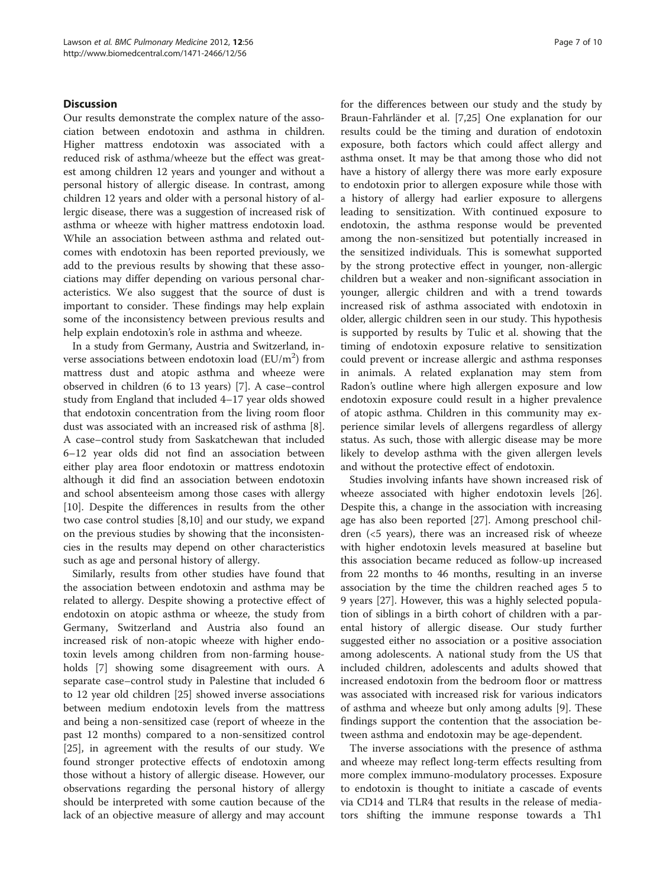## Discussion

Our results demonstrate the complex nature of the association between endotoxin and asthma in children. Higher mattress endotoxin was associated with a reduced risk of asthma/wheeze but the effect was greatest among children 12 years and younger and without a personal history of allergic disease. In contrast, among children 12 years and older with a personal history of allergic disease, there was a suggestion of increased risk of asthma or wheeze with higher mattress endotoxin load. While an association between asthma and related outcomes with endotoxin has been reported previously, we add to the previous results by showing that these associations may differ depending on various personal characteristics. We also suggest that the source of dust is important to consider. These findings may help explain some of the inconsistency between previous results and help explain endotoxin's role in asthma and wheeze.

In a study from Germany, Austria and Switzerland, inverse associations between endotoxin load ($EU/m^2$) from mattress dust and atopic asthma and wheeze were observed in children (6 to 13 years) [7]. A case–control study from England that included 4–17 year olds showed that endotoxin concentration from the living room floor dust was associated with an increased risk of asthma [8]. A case–control study from Saskatchewan that included 6–12 year olds did not find an association between either play area floor endotoxin or mattress endotoxin although it did find an association between endotoxin and school absenteeism among those cases with allergy [10]. Despite the differences in results from the other two case control studies [8,10] and our study, we expand on the previous studies by showing that the inconsistencies in the results may depend on other characteristics such as age and personal history of allergy.

Similarly, results from other studies have found that the association between endotoxin and asthma may be related to allergy. Despite showing a protective effect of endotoxin on atopic asthma or wheeze, the study from Germany, Switzerland and Austria also found an increased risk of non-atopic wheeze with higher endotoxin levels among children from non-farming households [7] showing some disagreement with ours. A separate case–control study in Palestine that included 6 to 12 year old children [25] showed inverse associations between medium endotoxin levels from the mattress and being a non-sensitized case (report of wheeze in the past 12 months) compared to a non-sensitized control [25], in agreement with the results of our study. We found stronger protective effects of endotoxin among those without a history of allergic disease. However, our observations regarding the personal history of allergy should be interpreted with some caution because of the lack of an objective measure of allergy and may account for the differences between our study and the study by Braun-Fahrländer et al. [7,25] One explanation for our results could be the timing and duration of endotoxin exposure, both factors which could affect allergy and asthma onset. It may be that among those who did not have a history of allergy there was more early exposure to endotoxin prior to allergen exposure while those with a history of allergy had earlier exposure to allergens leading to sensitization. With continued exposure to endotoxin, the asthma response would be prevented among the non-sensitized but potentially increased in the sensitized individuals. This is somewhat supported by the strong protective effect in younger, non-allergic children but a weaker and non-significant association in younger, allergic children and with a trend towards increased risk of asthma associated with endotoxin in older, allergic children seen in our study. This hypothesis is supported by results by Tulic et al. showing that the timing of endotoxin exposure relative to sensitization could prevent or increase allergic and asthma responses in animals. A related explanation may stem from Radon's outline where high allergen exposure and low endotoxin exposure could result in a higher prevalence of atopic asthma. Children in this community may experience similar levels of allergens regardless of allergy status. As such, those with allergic disease may be more likely to develop asthma with the given allergen levels and without the protective effect of endotoxin.

Studies involving infants have shown increased risk of wheeze associated with higher endotoxin levels [26]. Despite this, a change in the association with increasing age has also been reported [27]. Among preschool children (<5 years), there was an increased risk of wheeze with higher endotoxin levels measured at baseline but this association became reduced as follow-up increased from 22 months to 46 months, resulting in an inverse association by the time the children reached ages 5 to 9 years [27]. However, this was a highly selected population of siblings in a birth cohort of children with a parental history of allergic disease. Our study further suggested either no association or a positive association among adolescents. A national study from the US that included children, adolescents and adults showed that increased endotoxin from the bedroom floor or mattress was associated with increased risk for various indicators of asthma and wheeze but only among adults [9]. These findings support the contention that the association between asthma and endotoxin may be age-dependent.

The inverse associations with the presence of asthma and wheeze may reflect long-term effects resulting from more complex immuno-modulatory processes. Exposure to endotoxin is thought to initiate a cascade of events via CD14 and TLR4 that results in the release of mediators shifting the immune response towards a Th1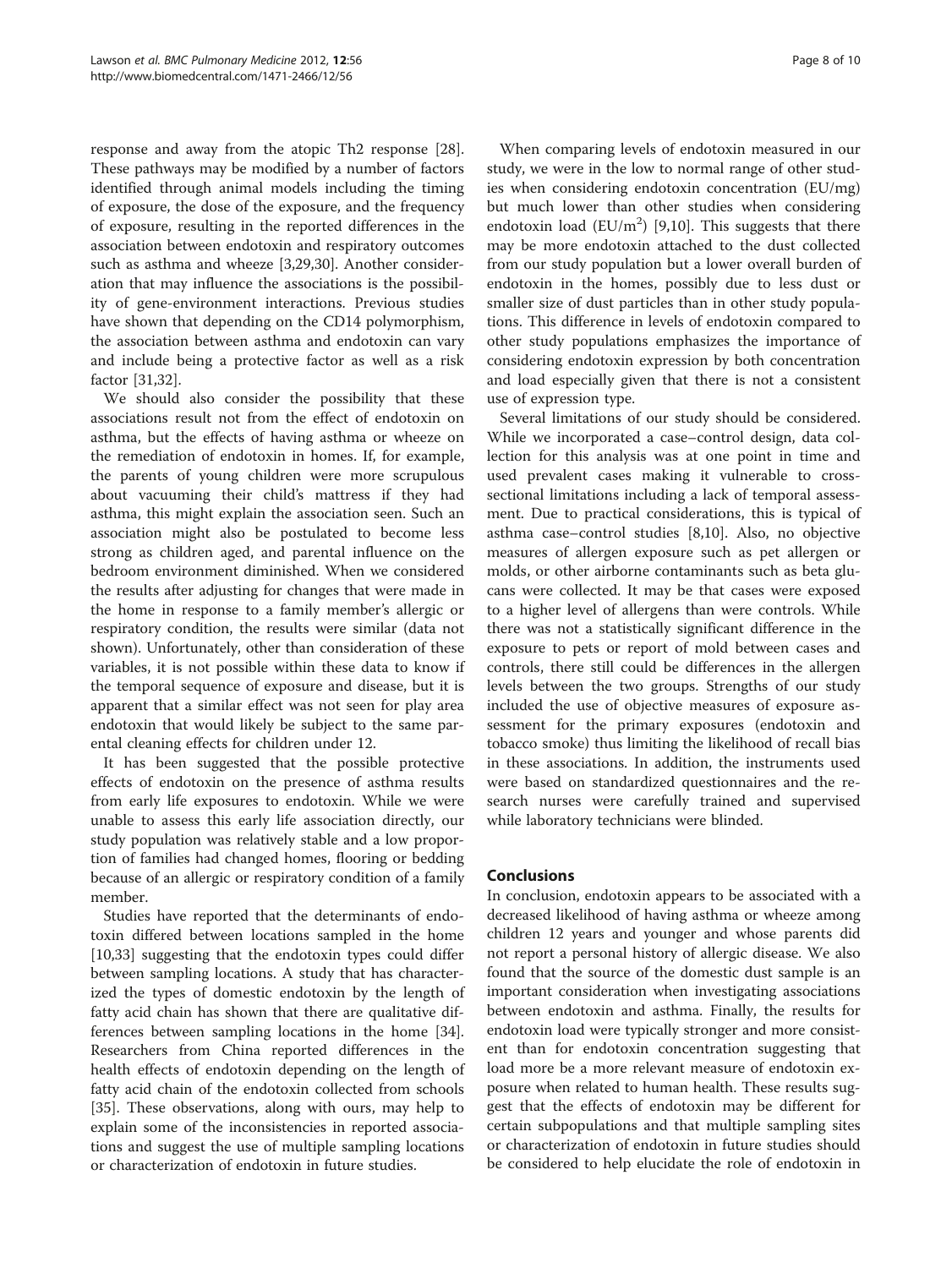response and away from the atopic Th2 response [28]. These pathways may be modified by a number of factors identified through animal models including the timing of exposure, the dose of the exposure, and the frequency of exposure, resulting in the reported differences in the association between endotoxin and respiratory outcomes such as asthma and wheeze [3,29,30]. Another consideration that may influence the associations is the possibility of gene-environment interactions. Previous studies have shown that depending on the CD14 polymorphism, the association between asthma and endotoxin can vary and include being a protective factor as well as a risk factor [31,32].

We should also consider the possibility that these associations result not from the effect of endotoxin on asthma, but the effects of having asthma or wheeze on the remediation of endotoxin in homes. If, for example, the parents of young children were more scrupulous about vacuuming their child's mattress if they had asthma, this might explain the association seen. Such an association might also be postulated to become less strong as children aged, and parental influence on the bedroom environment diminished. When we considered the results after adjusting for changes that were made in the home in response to a family member's allergic or respiratory condition, the results were similar (data not shown). Unfortunately, other than consideration of these variables, it is not possible within these data to know if the temporal sequence of exposure and disease, but it is apparent that a similar effect was not seen for play area endotoxin that would likely be subject to the same parental cleaning effects for children under 12.

It has been suggested that the possible protective effects of endotoxin on the presence of asthma results from early life exposures to endotoxin. While we were unable to assess this early life association directly, our study population was relatively stable and a low proportion of families had changed homes, flooring or bedding because of an allergic or respiratory condition of a family member.

Studies have reported that the determinants of endotoxin differed between locations sampled in the home [10,33] suggesting that the endotoxin types could differ between sampling locations. A study that has characterized the types of domestic endotoxin by the length of fatty acid chain has shown that there are qualitative differences between sampling locations in the home [34]. Researchers from China reported differences in the health effects of endotoxin depending on the length of fatty acid chain of the endotoxin collected from schools [35]. These observations, along with ours, may help to explain some of the inconsistencies in reported associations and suggest the use of multiple sampling locations or characterization of endotoxin in future studies.

When comparing levels of endotoxin measured in our study, we were in the low to normal range of other studies when considering endotoxin concentration (EU/mg) but much lower than other studies when considering endotoxin load ($EU/m^2$) [9,10]. This suggests that there may be more endotoxin attached to the dust collected from our study population but a lower overall burden of endotoxin in the homes, possibly due to less dust or smaller size of dust particles than in other study populations. This difference in levels of endotoxin compared to other study populations emphasizes the importance of considering endotoxin expression by both concentration and load especially given that there is not a consistent use of expression type.

Several limitations of our study should be considered. While we incorporated a case–control design, data collection for this analysis was at one point in time and used prevalent cases making it vulnerable to cross-sectional limitations including a lack of temporal assessment. Due to practical considerations, this is typical of asthma case–control studies [8,10]. Also, no objective measures of allergen exposure such as pet allergen or molds, or other airborne contaminants such as beta glucans were collected. It may be that cases were exposed to a higher level of allergens than were controls. While there was not a statistically significant difference in the exposure to pets or report of mold between cases and controls, there still could be differences in the allergen levels between the two groups. Strengths of our study included the use of objective measures of exposure assessment for the primary exposures (endotoxin and tobacco smoke) thus limiting the likelihood of recall bias in these associations. In addition, the instruments used were based on standardized questionnaires and the research nurses were carefully trained and supervised while laboratory technicians were blinded.

## Conclusions

In conclusion, endotoxin appears to be associated with a decreased likelihood of having asthma or wheeze among children 12 years and younger and whose parents did not report a personal history of allergic disease. We also found that the source of the domestic dust sample is an important consideration when investigating associations between endotoxin and asthma. Finally, the results for endotoxin load were typically stronger and more consistent than for endotoxin concentration suggesting that load more be a more relevant measure of endotoxin exposure when related to human health. These results suggest that the effects of endotoxin may be different for certain subpopulations and that multiple sampling sites or characterization of endotoxin in future studies should be considered to help elucidate the role of endotoxin in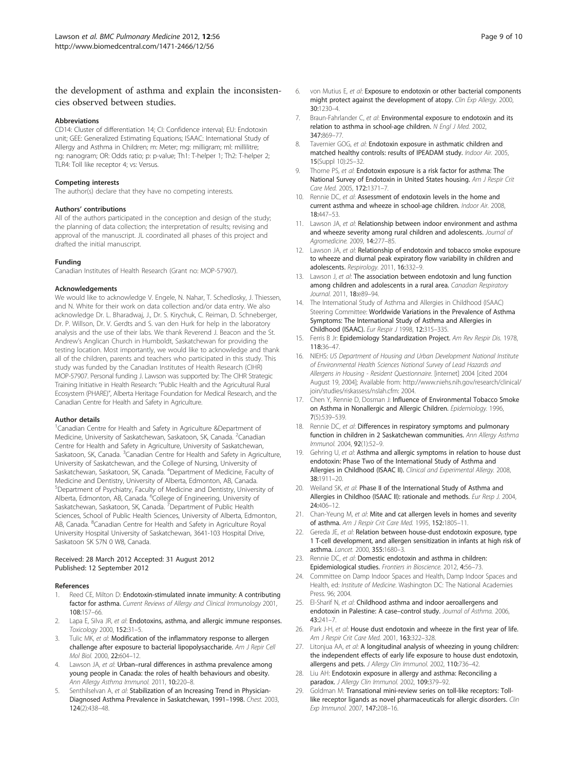the development of asthma and explain the inconsistencies observed between studies.

### Abbreviations

CD14: Cluster of differentiation 14; CI: Confidence interval; EU: Endotoxin unit; GEE: Generalized Estimating Equations; ISAAC: International Study of Allergy and Asthma in Children; m: Meter; mg: milligram; ml: millilitre; ng: nanogram; OR: Odds ratio; p: p-value; Th1: T-helper 1; Th2: T-helper 2; TLR4: Toll like receptor 4; vs: Versus.

### Competing interests

The author(s) declare that they have no competing interests.

### Authors' contributions

All of the authors participated in the conception and design of the study; the planning of data collection; the interpretation of results; revising and approval of the manuscript. JL coordinated all phases of this project and drafted the initial manuscript.

### Funding

Canadian Institutes of Health Research (Grant no: MOP-57907).

### Acknowledgements

We would like to acknowledge V. Engele, N. Nahar, T. Schedlosky, J. Thiessen, and N. White for their work on data collection and/or data entry. We also acknowledge Dr. L. Bharadwaj, J., Dr. S. Kirychuk, C. Reiman, D. Schneberger, Dr. P. Willson, Dr. V. Gerdts and S. van den Hurk for help in the laboratory analysis and the use of their labs. We thank Reverend J. Beacon and the St. Andrew's Anglican Church in Humboldt, Saskatchewan for providing the testing location. Most importantly, we would like to acknowledge and thank all of the children, parents and teachers who participated in this study. This study was funded by the Canadian Institutes of Health Research (CIHR) MOP-57907. Personal funding J. Lawson was supported by: The CIHR Strategic Training Initiative in Health Research: "Public Health and the Agricultural Rural Ecosystem (PHARE)", Alberta Heritage Foundation for Medical Research, and the Canadian Centre for Health and Safety in Agriculture.

### Author details

[1]Canadian Centre for Health and Safety in Agriculture &Department of Medicine, University of Saskatchewan, Saskatoon, SK, Canada. [2]Canadian Centre for Health and Safety in Agriculture, University of Saskatchewan, Saskatoon, SK, Canada. [3]Canadian Centre for Health and Safety in Agriculture, University of Saskatchewan, and the College of Nursing, University of Saskatchewan, Saskatoon, SK, Canada. [4]Department of Medicine, Faculty of Medicine and Dentistry, University of Alberta, Edmonton, AB, Canada. [5]Department of Psychiatry, Faculty of Medicine and Dentistry, University of Alberta, Edmonton, AB, Canada. [6]College of Engineering, University of Saskatchewan, Saskatoon, SK, Canada. [7]Department of Public Health Sciences, School of Public Health Sciences, University of Alberta, Edmonton, AB, Canada. [8]Canadian Centre for Health and Safety in Agriculture Royal University Hospital University of Saskatchewan, 3641-103 Hospital Drive, Saskatoon SK S7N 0 W8, Canada.

Received: 28 March 2012 Accepted: 31 August 2012
Published: 12 September 2012

### References

1. Reed CE, Milton D: **Endotoxin-stimulated innate immunity: A contributing factor for asthma.** *Current Reviews of Allergy and Clinical Immunology* 2001, **108:**157–66.
2. Lapa E, Silva JR, *et al*: **Endotoxins, asthma, and allergic immune responses.** *Toxicology* 2000, **152:**31–5.
3. Tulic MK, *et al*: **Modification of the inflammatory response to allergen challenge after exposure to bacterial lipopolysaccharide.** *Am J Repir Cell Mol Biol.* 2000, **22:**604–12.
4. Lawson JA, *et al*: **Urban–rural differences in asthma prevalence among young people in Canada: the roles of health behaviours and obesity.** *Ann Allergy Asthma Immunol.* 2011, **10:**220–8.
5. Senthilselvan A, *et al*: **Stabilization of an Increasing Trend in Physician-Diagnosed Asthma Prevalence in Saskatchewan, 1991–1998.** *Chest.* 2003, **124**(2):438–48.
6. von Mutius E, *et al*: **Exposure to endotoxin or other bacterial components might protect against the development of atopy.** *Clin Exp Allergy.* 2000, **30:**1230–4.
7. Braun-Fahrlander C, *et al*: **Environmental exposure to endotoxin and its relation to asthma in school-age children.** *N Engl J Med.* 2002, **347:**869–77.
8. Tavernier GOG, *et al*: **Endotoxin exposure in asthmatic children and matched healthy controls: results of IPEADAM study.** *Indoor Air.* 2005, **15**(Suppl 10):25–32.
9. Thorne PS, *et al*: **Endotoxin exposure is a risk factor for asthma: The National Survey of Endotoxin in United States housing.** *Am J Respir Crit Care Med.* 2005, **172:**1371–7.
10. Rennie DC, *et al*: **Assessment of endotoxin levels in the home and current asthma and wheeze in school-age children.** *Indoor Air.* 2008, **18:**447–53.
11. Lawson JA, *et al*: **Relationship between indoor environment and asthma and wheeze severity among rural children and adolescents.** *Journal of Agromedicine.* 2009, **14:**277–85.
12. Lawson JA, *et al*: **Relationship of endotoxin and tobacco smoke exposure to wheeze and diurnal peak expiratory flow variability in children and adolescents.** *Respirology.* 2011, **16:**332–9.
13. Lawson J, *et al*: **The association between endotoxin and lung function among children and adolescents in a rural area.** *Canadian Respiratory Journal.* 2011, **18:**e89–94.
14. The International Study of Asthma and Allergies in Childhood (ISAAC) Steering Committee: **Worldwide Variations in the Prevalence of Asthma Symptoms: The International Study of Asthma and Allergies in Childhood (ISAAC).** *Eur Respir J* 1998, **12:**315–335.
15. Ferris B Jr: **Epidemiology Standardization Project.** *Am Rev Respir Dis.* 1978, **118:**36–47.
16. NIEHS: *US Department of Housing and Urban Development National Institute of Environmental Health Sciences National Survey of Lead Hazards and Allergens in Housing - Resident Questionnaire.* [internet] 2004 [cited 2004 August 19, 2004]; Available from: http://www.niehs.nih.gov/research/clinical/join/studies/riskassess/nslah.cfm: 2004.
17. Chen Y, Rennie D, Dosman J: **Influence of Environmental Tobacco Smoke on Asthma in Nonallergic and Allergic Children.** *Epidemiology.* 1996, **7**(5):539–539.
18. Rennie DC, *et al*: **Differences in respiratory symptoms and pulmonary function in children in 2 Saskatchewan communities.** *Ann Allergy Asthma Immunol.* 2004, **92**(1):52–9.
19. Gehring U, *et al*: **Asthma and allergic symptoms in relation to house dust endotoxin: Phase Two of the International Study of Asthma and Allergies in Childhood (ISAAC II).** *Clinical and Experimental Allergy.* 2008, **38:**1911–20.
20. Weiland SK, *et al*: **Phase II of the International Study of Asthma and Allergies in Childhoo (ISAAC II): rationale and methods.** *Eur Resp J.* 2004, **24:**406–12.
21. Chan-Yeung M, *et al*: **Mite and cat allergen levels in homes and severity of asthma.** *Am J Respir Crit Care Med.* 1995, **152:**1805–11.
22. Gereda JE, *et al*: **Relation between house-dust endotoxin exposure, type 1 T-cell development, and allergen sensitization in infants at high risk of asthma.** *Lancet.* 2000, **355:**1680–3.
23. Rennie DC, *et al*: **Domestic endotoxin and asthma in children: Epidemiological studies.** *Frontiers in Bioscience.* 2012, **4:**56–73.
24. Committee on Damp Indoor Spaces and Health, Damp Indoor Spaces and Health, ed: *Institute of Medicine*. Washington DC: The National Academies Press. 96; 2004.
25. El-Sharif N, *et al*: **Childhood asthma and indoor aeroallergens and endotoxin in Palestine: A case–control study.** *Journal of Asthma.* 2006, **43:**241–7.
26. Park J-H, *et al*: **House dust endotoxin and wheeze in the first year of life.** *Am J Respir Crit Care Med.* 2001, **163:**322–328.
27. Litonjua AA, *et al*: **A longitudinal analysis of wheezing in young children: the independent effects of early life exposure to house dust endotoxin, allergens and pets.** *J Allergy Clin Immunol.* 2002, **110:**736–42.
28. Liu AH: **Endotoxin exposure in allergy and asthma: Reconciling a paradox.** *J Allergy Clin Immunol.* 2002, **109:**379–92.
29. Goldman M: **Transational mini-review series on toll-like receptors: Toll-like receptor ligands as novel pharmaceuticals for allergic disorders.** *Clin Exp Immunol.* 2007, **147:**208–16.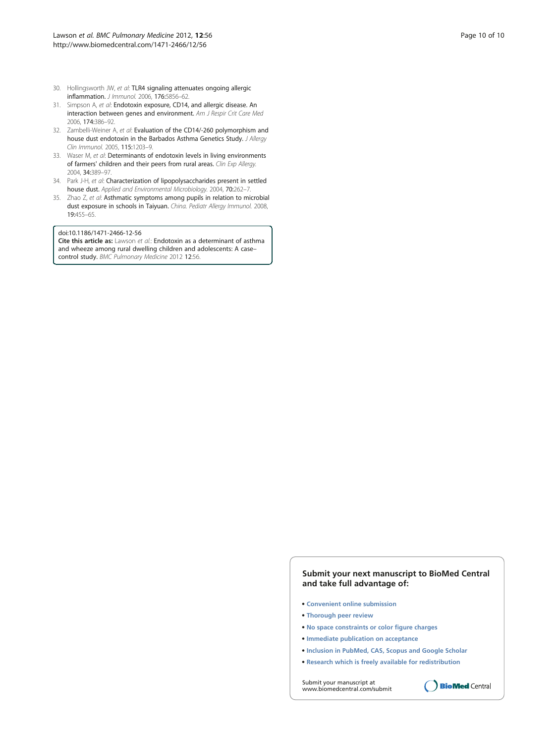30. Hollingsworth JW, *et al*: **TLR4 signaling attenuates ongoing allergic inflammation.** *J Immunol.* 2006, **176:**5856–62.
31. Simpson A, *et al*: **Endotoxin exposure, CD14, and allergic disease. An interaction between genes and environment.** *Am J Respir Crit Care Med* 2006, **174:**386–92.
32. Zambelli-Weiner A, *et al*: **Evaluation of the CD14/-260 polymorphism and house dust endotoxin in the Barbados Asthma Genetics Study.** *J Allergy Clin Immunol.* 2005, **115:**1203–9.
33. Waser M, *et al*: **Determinants of endotoxin levels in living environments of farmers' children and their peers from rural areas.** *Clin Exp Allergy.* 2004, **34:**389–97.
34. Park J-H, *et al*: **Characterization of lipopolysaccharides present in settled house dust.** *Applied and Environmental Microbiology.* 2004, **70:**262–7.
35. Zhao Z, *et al*: **Asthmatic symptoms among pupils in relation to microbial dust exposure in schools in Taiyuan.** *China. Pediatr Allergy Immunol.* 2008, **19:**455–65.

doi:10.1186/1471-2466-12-56
**Cite this article as:** Lawson *et al.*: Endotoxin as a determinant of asthma and wheeze among rural dwelling children and adolescents: A case–control study. *BMC Pulmonary Medicine* 2012 **12**:56.

**Submit your next manuscript to BioMed Central and take full advantage of:**

- **Convenient online submission**
- **Thorough peer review**
- **No space constraints or color figure charges**
- **Immediate publication on acceptance**
- **Inclusion in PubMed, CAS, Scopus and Google Scholar**
- **Research which is freely available for redistribution**

Submit your manuscript at
www.biomedcentral.com/submit

BioMed Central